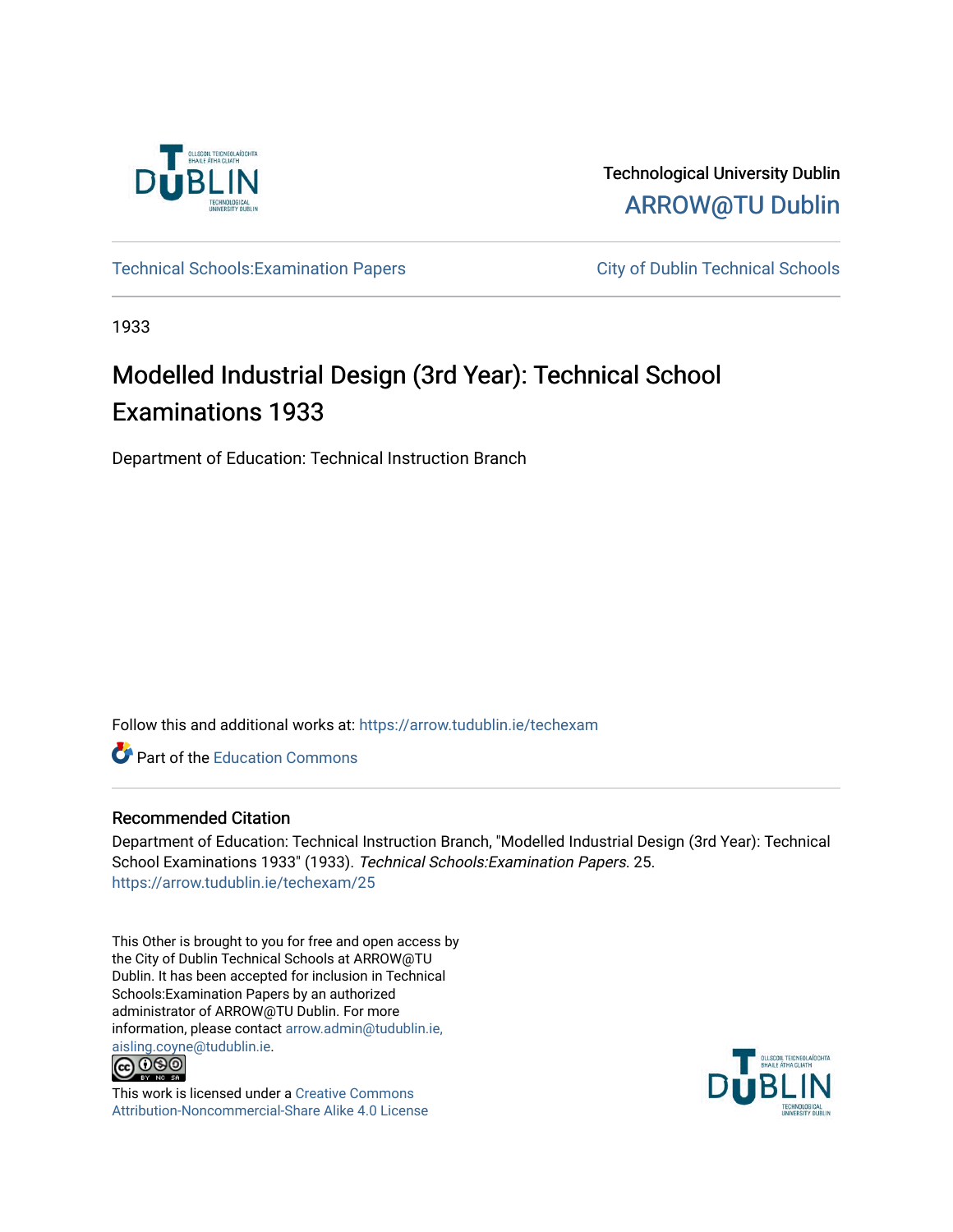Technological University Dublin

ARROW@TU Dublin

Technical Schools:Examination Papers

City of Dublin Technical Schools

1933

# Modelled Industrial Design (3rd Year): Technical School Examinations 1933

Department of Education: Technical Instruction Branch

Follow this and additional works at: https://arrow.tudublin.ie/techexam

Part of the Education Commons

## Recommended Citation

Department of Education: Technical Instruction Branch, "Modelled Industrial Design (3rd Year): Technical School Examinations 1933" (1933). *Technical Schools:Examination Papers*. 25.
https://arrow.tudublin.ie/techexam/25

This Other is brought to you for free and open access by the City of Dublin Technical Schools at ARROW@TU Dublin. It has been accepted for inclusion in Technical Schools:Examination Papers by an authorized administrator of ARROW@TU Dublin. For more information, please contact arrow.admin@tudublin.ie, aisling.coyne@tudublin.ie.

This work is licensed under a Creative Commons Attribution-Noncommercial-Share Alike 4.0 License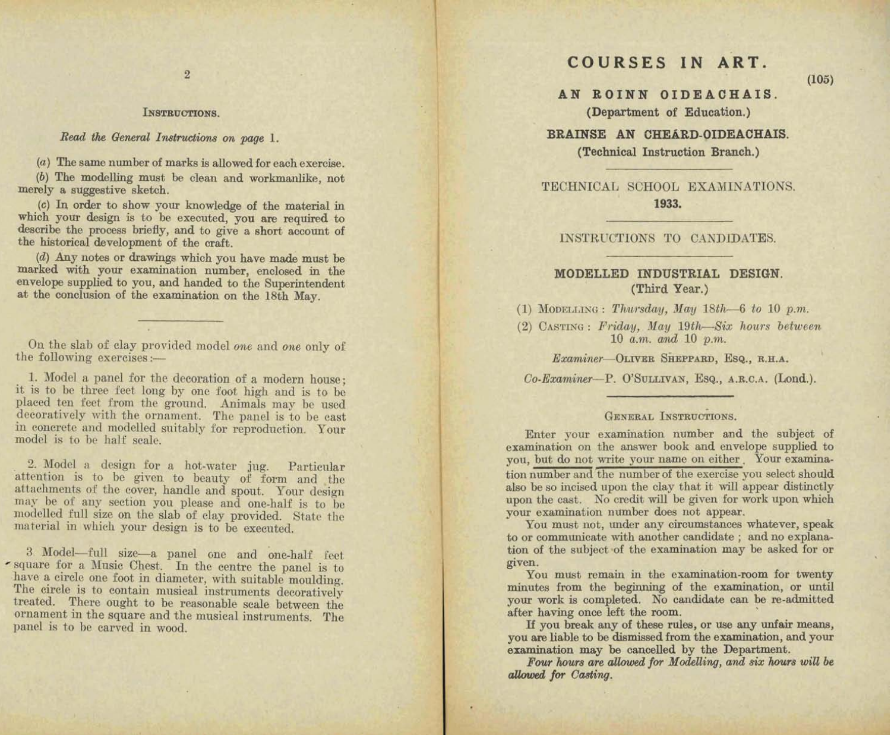## Instructions.

*Read the General Instructions on page 1.*

(*a*) The same number of marks is allowed for each exercise.

(*b*) The modelling must be clean and workmanlike, not merely a suggestive sketch.

(*c*) In order to show your knowledge of the material in which your design is to be executed, you are required to describe the process briefly, and to give a short account of the historical development of the craft.

(*d*) Any notes or drawings which you have made must be marked with your examination number, enclosed in the envelope supplied to you, and handed to the Superintendent at the conclusion of the examination on the 18th May.

---

On the slab of clay provided model *one* and *one* only of the following exercises:—

1. Model a panel for the decoration of a modern house; it is to be three feet long by one foot high and is to be placed ten feet from the ground. Animals may be used decoratively with the ornament. The panel is to be cast in concrete and modelled suitably for reproduction. Your model is to be half scale.

2. Model a design for a hot-water jug. Particular attention is to be given to beauty of form and the attachments of the cover, handle and spout. Your design may be of any section you please and one-half is to be modelled full size on the slab of clay provided. State the material in which your design is to be executed.

3. Model—full size—a panel one and one-half feet square for a Music Chest. In the centre the panel is to have a circle one foot in diameter, with suitable moulding. The circle is to contain musical instruments decoratively treated. There ought to be reasonable scale between the ornament in the square and the musical instruments. The panel is to be carved in wood.

# COURSES IN ART.

(105)

## AN ROINN OIDEACHAIS.
### (Department of Education.)

## BRAINSE AN CHEÁRD-OIDEACHAIS.
### (Technical Instruction Branch.)

---

TECHNICAL SCHOOL EXAMINATIONS.

**1933.**

---

INSTRUCTIONS TO CANDIDATES.

---

## MODELLED INDUSTRIAL DESIGN.
### (Third Year.)

(1) Modelling: *Thursday, May 18th—6 to 10 p.m.*

(2) Casting: *Friday, May 19th—Six hours between 10 a.m. and 10 p.m.*

*Examiner*—Oliver Sheppard, Esq., R.H.A.

*Co-Examiner*—P. O'Sullivan, Esq., A.R.C.A. (Lond.).

---

### General Instructions.

Enter your examination number and the subject of examination on the answer book and envelope supplied to you, but do not write your name on either. Your examination number and the number of the exercise you select should also be so incised upon the clay that it will appear distinctly upon the cast. No credit will be given for work upon which your examination number does not appear.

You must not, under any circumstances whatever, speak to or communicate with another candidate; and no explanation of the subject of the examination may be asked for or given.

You must remain in the examination-room for twenty minutes from the beginning of the examination, or until your work is completed. No candidate can be re-admitted after having once left the room.

If you break any of these rules, or use any unfair means, you are liable to be dismissed from the examination, and your examination may be cancelled by the Department.

***Four hours are allowed for Modelling, and six hours will be allowed for Casting.***